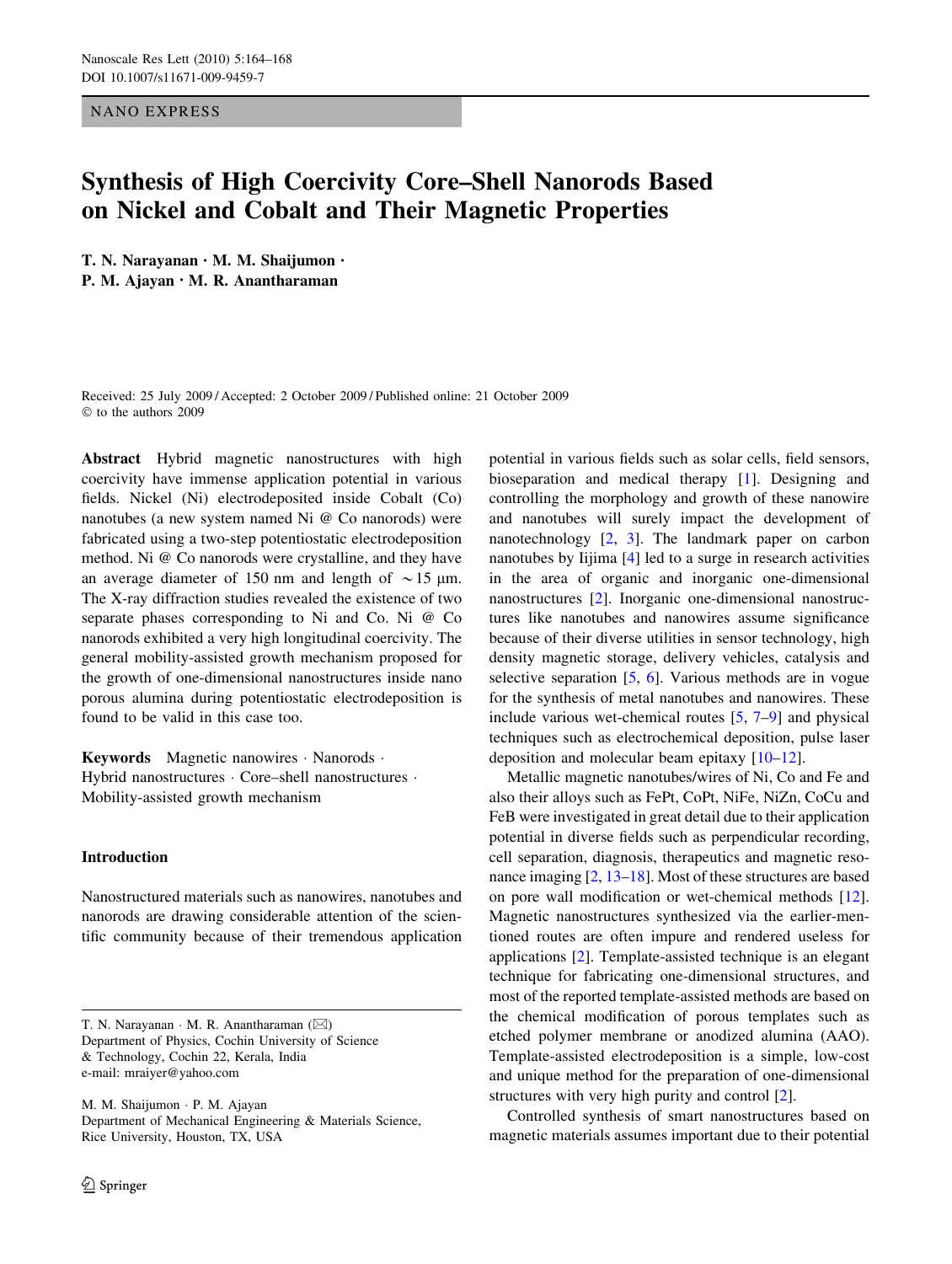NANO EXPRESS

# Synthesis of High Coercivity Core–Shell Nanorods Based on Nickel and Cobalt and Their Magnetic Properties

**T. N. Narayanan · M. M. Shaijumon · P. M. Ajayan · M. R. Anantharaman**

Received: 25 July 2009 / Accepted: 2 October 2009 / Published online: 21 October 2009
© to the authors 2009

**Abstract** Hybrid magnetic nanostructures with high coercivity have immense application potential in various fields. Nickel (Ni) electrodeposited inside Cobalt (Co) nanotubes (a new system named Ni @ Co nanorods) were fabricated using a two-step potentiostatic electrodeposition method. Ni @ Co nanorods were crystalline, and they have an average diameter of 150 nm and length of ~15 μm. The X-ray diffraction studies revealed the existence of two separate phases corresponding to Ni and Co. Ni @ Co nanorods exhibited a very high longitudinal coercivity. The general mobility-assisted growth mechanism proposed for the growth of one-dimensional nanostructures inside nano porous alumina during potentiostatic electrodeposition is found to be valid in this case too.

**Keywords** Magnetic nanowires · Nanorods · Hybrid nanostructures · Core–shell nanostructures · Mobility-assisted growth mechanism

## Introduction

Nanostructured materials such as nanowires, nanotubes and nanorods are drawing considerable attention of the scientific community because of their tremendous application potential in various fields such as solar cells, field sensors, bioseparation and medical therapy [1]. Designing and controlling the morphology and growth of these nanowire and nanotubes will surely impact the development of nanotechnology [2, 3]. The landmark paper on carbon nanotubes by Iijima [4] led to a surge in research activities in the area of organic and inorganic one-dimensional nanostructures [2]. Inorganic one-dimensional nanostructures like nanotubes and nanowires assume significance because of their diverse utilities in sensor technology, high density magnetic storage, delivery vehicles, catalysis and selective separation [5, 6]. Various methods are in vogue for the synthesis of metal nanotubes and nanowires. These include various wet-chemical routes [5, 7–9] and physical techniques such as electrochemical deposition, pulse laser deposition and molecular beam epitaxy [10–12].

Metallic magnetic nanotubes/wires of Ni, Co and Fe and also their alloys such as FePt, CoPt, NiFe, NiZn, CoCu and FeB were investigated in great detail due to their application potential in diverse fields such as perpendicular recording, cell separation, diagnosis, therapeutics and magnetic resonance imaging [2, 13–18]. Most of these structures are based on pore wall modification or wet-chemical methods [12]. Magnetic nanostructures synthesized via the earlier-mentioned routes are often impure and rendered useless for applications [2]. Template-assisted technique is an elegant technique for fabricating one-dimensional structures, and most of the reported template-assisted methods are based on the chemical modification of porous templates such as etched polymer membrane or anodized alumina (AAO). Template-assisted electrodeposition is a simple, low-cost and unique method for the preparation of one-dimensional structures with very high purity and control [2].

Controlled synthesis of smart nanostructures based on magnetic materials assumes important due to their potential

T. N. Narayanan · M. R. Anantharaman (✉)
Department of Physics, Cochin University of Science & Technology, Cochin 22, Kerala, India
e-mail: mraiyer@yahoo.com

M. M. Shaijumon · P. M. Ajayan
Department of Mechanical Engineering & Materials Science, Rice University, Houston, TX, USA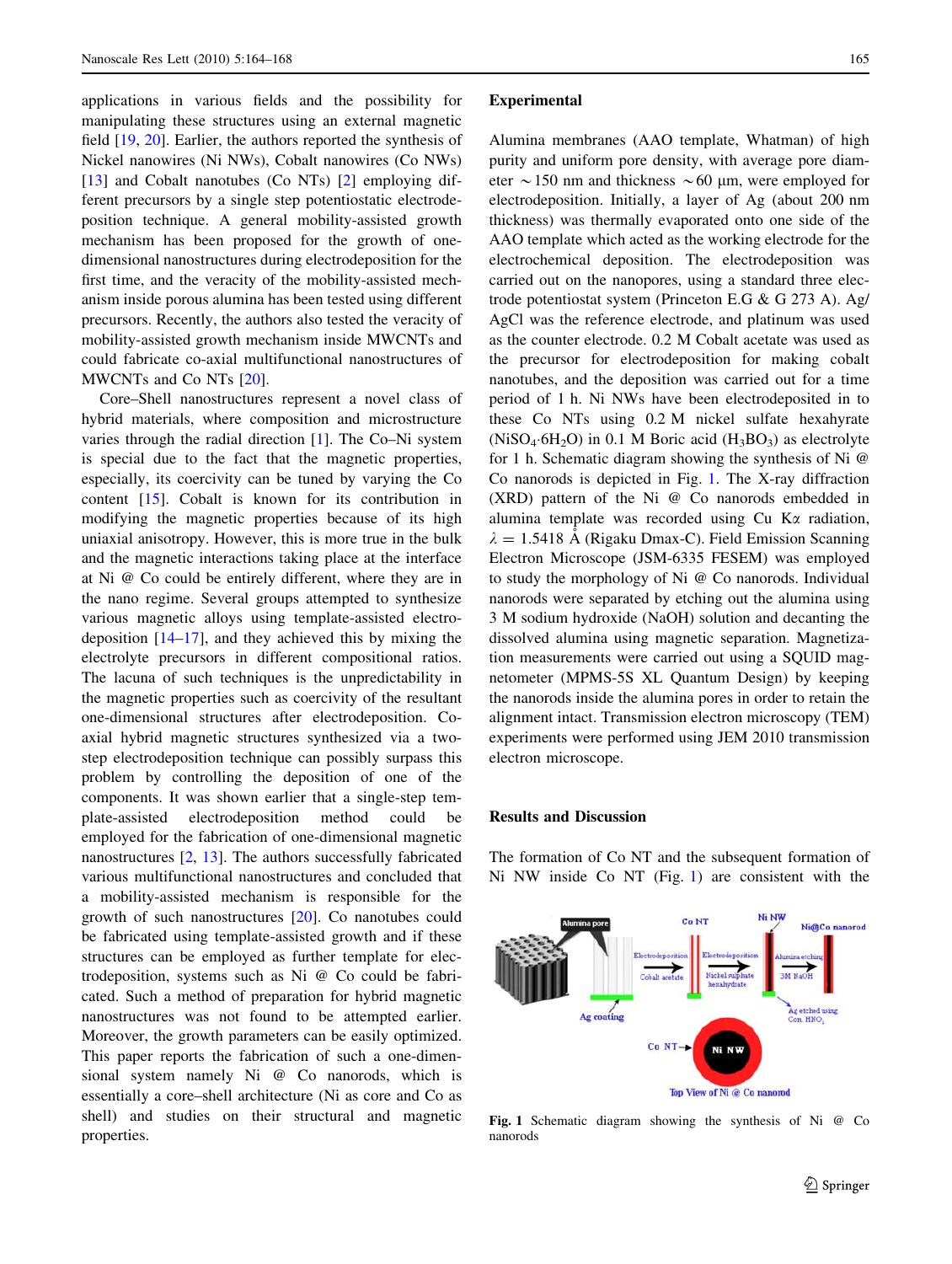applications in various fields and the possibility for manipulating these structures using an external magnetic field [19, 20]. Earlier, the authors reported the synthesis of Nickel nanowires (Ni NWs), Cobalt nanowires (Co NWs) [13] and Cobalt nanotubes (Co NTs) [2] employing different precursors by a single step potentiostatic electrodeposition technique. A general mobility-assisted growth mechanism has been proposed for the growth of one-dimensional nanostructures during electrodeposition for the first time, and the veracity of the mobility-assisted mechanism inside porous alumina has been tested using different precursors. Recently, the authors also tested the veracity of mobility-assisted growth mechanism inside MWCNTs and could fabricate co-axial multifunctional nanostructures of MWCNTs and Co NTs [20].

Core–Shell nanostructures represent a novel class of hybrid materials, where composition and microstructure varies through the radial direction [1]. The Co–Ni system is special due to the fact that the magnetic properties, especially, its coercivity can be tuned by varying the Co content [15]. Cobalt is known for its contribution in modifying the magnetic properties because of its high uniaxial anisotropy. However, this is more true in the bulk and the magnetic interactions taking place at the interface at Ni @ Co could be entirely different, where they are in the nano regime. Several groups attempted to synthesize various magnetic alloys using template-assisted electrodeposition [14–17], and they achieved this by mixing the electrolyte precursors in different compositional ratios. The lacuna of such techniques is the unpredictability in the magnetic properties such as coercivity of the resultant one-dimensional structures after electrodeposition. Co-axial hybrid magnetic structures synthesized via a two-step electrodeposition technique can possibly surpass this problem by controlling the deposition of one of the components. It was shown earlier that a single-step template-assisted electrodeposition method could be employed for the fabrication of one-dimensional magnetic nanostructures [2, 13]. The authors successfully fabricated various multifunctional nanostructures and concluded that a mobility-assisted mechanism is responsible for the growth of such nanostructures [20]. Co nanotubes could be fabricated using template-assisted growth and if these structures can be employed as further template for electrodeposition, systems such as Ni @ Co could be fabricated. Such a method of preparation for hybrid magnetic nanostructures was not found to be attempted earlier. Moreover, the growth parameters can be easily optimized. This paper reports the fabrication of such a one-dimensional system namely Ni @ Co nanorods, which is essentially a core–shell architecture (Ni as core and Co as shell) and studies on their structural and magnetic properties.

## Experimental

Alumina membranes (AAO template, Whatman) of high purity and uniform pore density, with average pore diameter ~150 nm and thickness ~60 μm, were employed for electrodeposition. Initially, a layer of Ag (about 200 nm thickness) was thermally evaporated onto one side of the AAO template which acted as the working electrode for the electrochemical deposition. The electrodeposition was carried out on the nanopores, using a standard three electrode potentiostat system (Princeton E.G & G 273 A). Ag/AgCl was the reference electrode, and platinum was used as the counter electrode. 0.2 M Cobalt acetate was used as the precursor for electrodeposition for making cobalt nanotubes, and the deposition was carried out for a time period of 1 h. Ni NWs have been electrodeposited in to these Co NTs using 0.2 M nickel sulfate hexahyrate ($NiSO_4 \cdot 6H_2O$) in 0.1 M Boric acid ($H_3BO_3$) as electrolyte for 1 h. Schematic diagram showing the synthesis of Ni @ Co nanorods is depicted in Fig. 1. The X-ray diffraction (XRD) pattern of the Ni @ Co nanorods embedded in alumina template was recorded using Cu Kα radiation, $\lambda = 1.5418$ Å (Rigaku Dmax-C). Field Emission Scanning Electron Microscope (JSM-6335 FESEM) was employed to study the morphology of Ni @ Co nanorods. Individual nanorods were separated by etching out the alumina using 3 M sodium hydroxide (NaOH) solution and decanting the dissolved alumina using magnetic separation. Magnetization measurements were carried out using a SQUID magnetometer (MPMS-5S XL Quantum Design) by keeping the nanorods inside the alumina pores in order to retain the alignment intact. Transmission electron microscopy (TEM) experiments were performed using JEM 2010 transmission electron microscope.

## Results and Discussion

The formation of Co NT and the subsequent formation of Ni NW inside Co NT (Fig. 1) are consistent with the

**Fig. 1** Schematic diagram showing the synthesis of Ni @ Co nanorods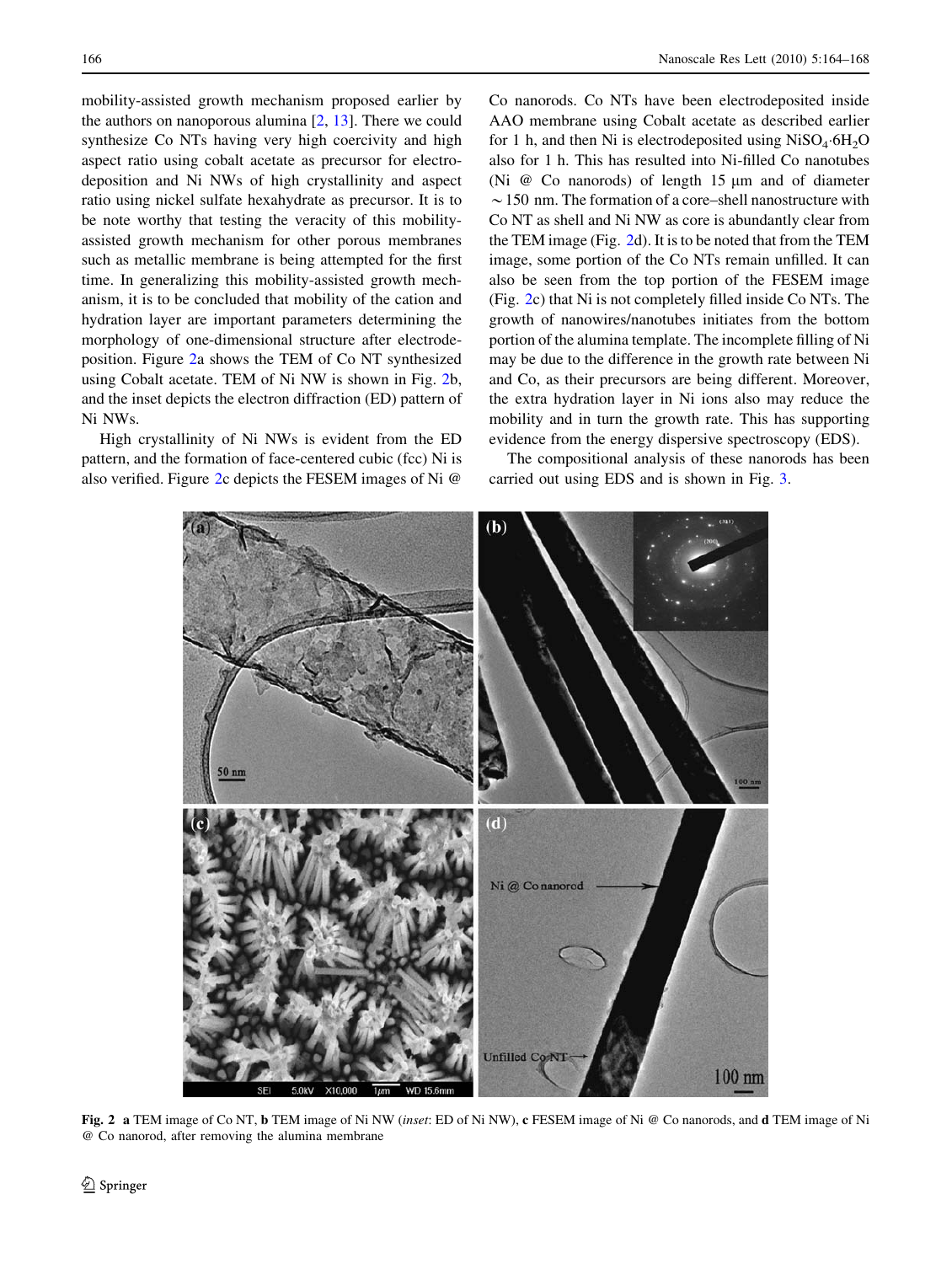mobility-assisted growth mechanism proposed earlier by the authors on nanoporous alumina [2, 13]. There we could synthesize Co NTs having very high coercivity and high aspect ratio using cobalt acetate as precursor for electrodeposition and Ni NWs of high crystallinity and aspect ratio using nickel sulfate hexahydrate as precursor. It is to be note worthy that testing the veracity of this mobility-assisted growth mechanism for other porous membranes such as metallic membrane is being attempted for the first time. In generalizing this mobility-assisted growth mechanism, it is to be concluded that mobility of the cation and hydration layer are important parameters determining the morphology of one-dimensional structure after electrodeposition. Figure 2a shows the TEM of Co NT synthesized using Cobalt acetate. TEM of Ni NW is shown in Fig. 2b, and the inset depicts the electron diffraction (ED) pattern of Ni NWs.

High crystallinity of Ni NWs is evident from the ED pattern, and the formation of face-centered cubic (fcc) Ni is also verified. Figure 2c depicts the FESEM images of Ni @ Co nanorods. Co NTs have been electrodeposited inside AAO membrane using Cobalt acetate as described earlier for 1 h, and then Ni is electrodeposited using $NiSO_4 \cdot 6H_2O$ also for 1 h. This has resulted into Ni-filled Co nanotubes (Ni @ Co nanorods) of length 15 μm and of diameter ~150 nm. The formation of a core–shell nanostructure with Co NT as shell and Ni NW as core is abundantly clear from the TEM image (Fig. 2d). It is to be noted that from the TEM image, some portion of the Co NTs remain unfilled. It can also be seen from the top portion of the FESEM image (Fig. 2c) that Ni is not completely filled inside Co NTs. The growth of nanowires/nanotubes initiates from the bottom portion of the alumina template. The incomplete filling of Ni may be due to the difference in the growth rate between Ni and Co, as their precursors are being different. Moreover, the extra hydration layer in Ni ions also may reduce the mobility and in turn the growth rate. This has supporting evidence from the energy dispersive spectroscopy (EDS).

The compositional analysis of these nanorods has been carried out using EDS and is shown in Fig. 3.

**Fig. 2** **a** TEM image of Co NT, **b** TEM image of Ni NW (*inset*: ED of Ni NW), **c** FESEM image of Ni @ Co nanorods, and **d** TEM image of Ni @ Co nanorod, after removing the alumina membrane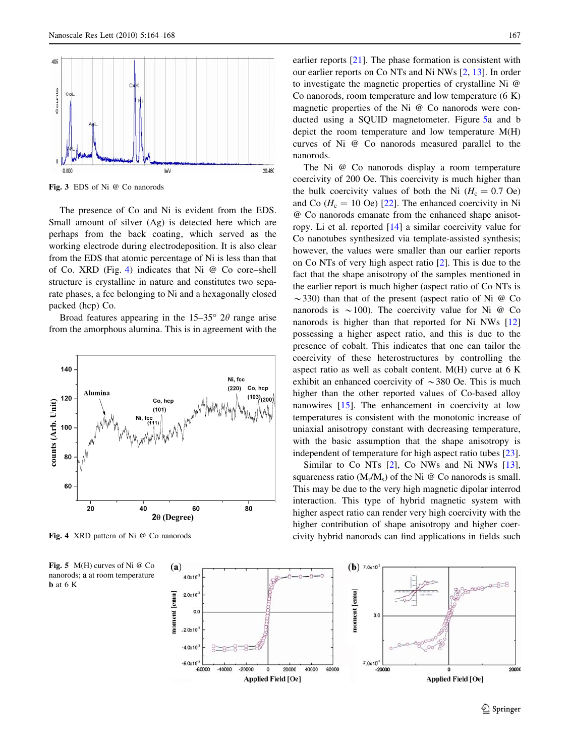Fig. 3 EDS of Ni @ Co nanorods

The presence of Co and Ni is evident from the EDS. Small amount of silver (Ag) is detected here which are perhaps from the back coating, which served as the working electrode during electrodeposition. It is also clear from the EDS that atomic percentage of Ni is less than that of Co. XRD (Fig. 4) indicates that Ni @ Co core–shell structure is crystalline in nature and constitutes two separate phases, a fcc belonging to Ni and a hexagonally closed packed (hcp) Co.

Broad features appearing in the 15–35° $2\theta$ range arise from the amorphous alumina. This is in agreement with the earlier reports [21]. The phase formation is consistent with our earlier reports on Co NTs and Ni NWs [2, 13]. In order to investigate the magnetic properties of crystalline Ni @ Co nanorods, room temperature and low temperature (6 K) magnetic properties of the Ni @ Co nanorods were conducted using a SQUID magnetometer. Figure 5a and b depict the room temperature and low temperature M(H) curves of Ni @ Co nanorods measured parallel to the nanorods.

Fig. 4 XRD pattern of Ni @ Co nanorods

The Ni @ Co nanorods display a room temperature coercivity of 200 Oe. This coercivity is much higher than the bulk coercivity values of both the Ni ($H_c = 0.7$ Oe) and Co ($H_c = 10$ Oe) [22]. The enhanced coercivity in Ni @ Co nanorods emanate from the enhanced shape anisotropy. Li et al. reported [14] a similar coercivity value for Co nanotubes synthesized via template-assisted synthesis; however, the values were smaller than our earlier reports on Co NTs of very high aspect ratio [2]. This is due to the fact that the shape anisotropy of the samples mentioned in the earlier report is much higher (aspect ratio of Co NTs is ~330) than that of the present (aspect ratio of Ni @ Co nanorods is ~100). The coercivity value for Ni @ Co nanorods is higher than that reported for Ni NWs [12] possessing a higher aspect ratio, and this is due to the presence of cobalt. This indicates that one can tailor the coercivity of these heterostructures by controlling the aspect ratio as well as cobalt content. M(H) curve at 6 K exhibit an enhanced coercivity of ~380 Oe. This is much higher than the other reported values of Co-based alloy nanowires [15]. The enhancement in coercivity at low temperatures is consistent with the monotonic increase of uniaxial anisotropy constant with decreasing temperature, with the basic assumption that the shape anisotropy is independent of temperature for high aspect ratio tubes [23].

Similar to Co NTs [2], Co NWs and Ni NWs [13], squareness ratio ($M_r/M_s$) of the Ni @ Co nanorods is small. This may be due to the very high magnetic dipolar interrod interaction. This type of hybrid magnetic system with higher aspect ratio can render very high coercivity with the higher contribution of shape anisotropy and higher coercivity hybrid nanorods can find applications in fields such

Fig. 5 M(H) curves of Ni @ Co nanorods; **a** at room temperature **b** at 6 K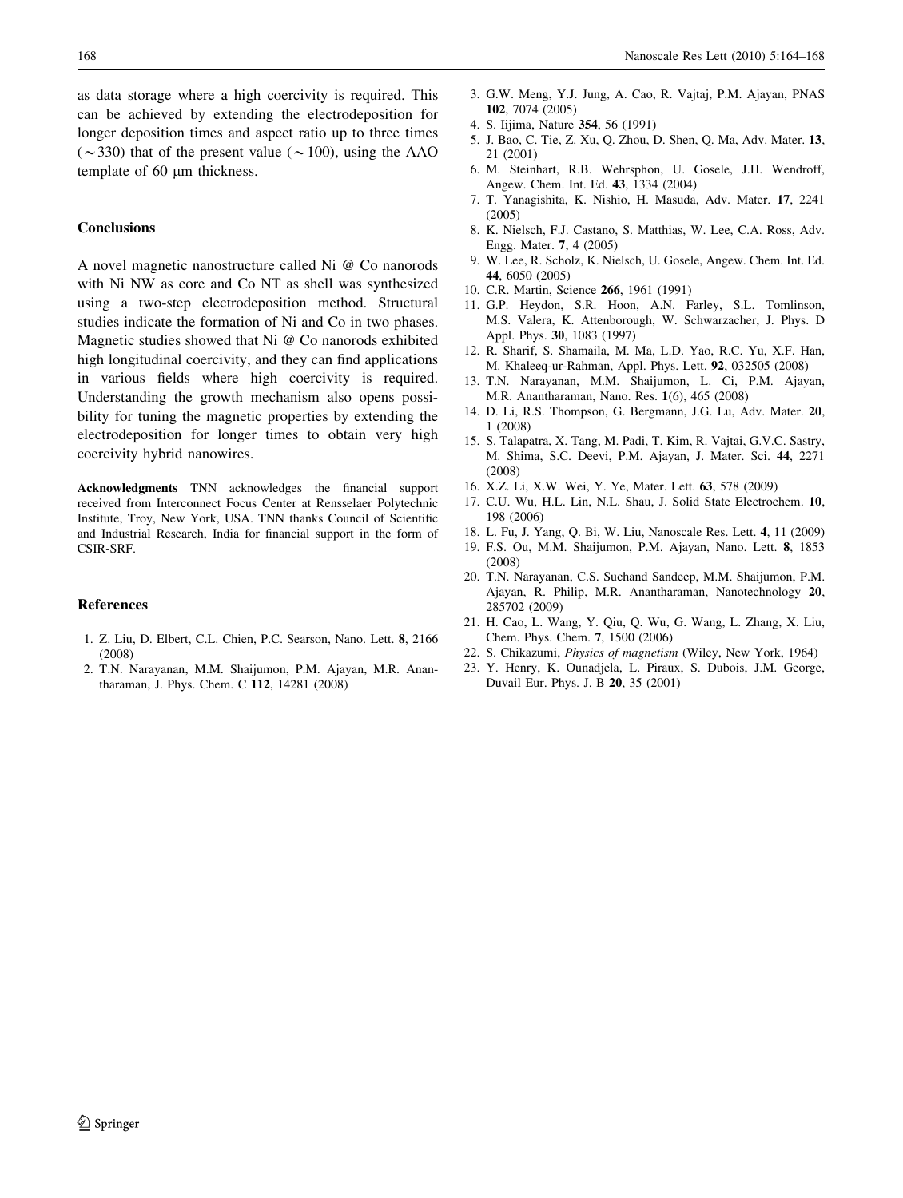as data storage where a high coercivity is required. This can be achieved by extending the electrodeposition for longer deposition times and aspect ratio up to three times (~330) that of the present value (~100), using the AAO template of 60 μm thickness.

## Conclusions

A novel magnetic nanostructure called Ni @ Co nanorods with Ni NW as core and Co NT as shell was synthesized using a two-step electrodeposition method. Structural studies indicate the formation of Ni and Co in two phases. Magnetic studies showed that Ni @ Co nanorods exhibited high longitudinal coercivity, and they can find applications in various fields where high coercivity is required. Understanding the growth mechanism also opens possibility for tuning the magnetic properties by extending the electrodeposition for longer times to obtain very high coercivity hybrid nanowires.

**Acknowledgments** TNN acknowledges the financial support received from Interconnect Focus Center at Rensselaer Polytechnic Institute, Troy, New York, USA. TNN thanks Council of Scientific and Industrial Research, India for financial support in the form of CSIR-SRF.

## References

1. Z. Liu, D. Elbert, C.L. Chien, P.C. Searson, Nano. Lett. **8**, 2166 (2008)
2. T.N. Narayanan, M.M. Shaijumon, P.M. Ajayan, M.R. Anantharaman, J. Phys. Chem. C **112**, 14281 (2008)
3. G.W. Meng, Y.J. Jung, A. Cao, R. Vajtaj, P.M. Ajayan, PNAS **102**, 7074 (2005)
4. S. Iijima, Nature **354**, 56 (1991)
5. J. Bao, C. Tie, Z. Xu, Q. Zhou, D. Shen, Q. Ma, Adv. Mater. **13**, 21 (2001)
6. M. Steinhart, R.B. Wehrsphon, U. Gosele, J.H. Wendroff, Angew. Chem. Int. Ed. **43**, 1334 (2004)
7. T. Yanagishita, K. Nishio, H. Masuda, Adv. Mater. **17**, 2241 (2005)
8. K. Nielsch, F.J. Castano, S. Matthias, W. Lee, C.A. Ross, Adv. Engg. Mater. **7**, 4 (2005)
9. W. Lee, R. Scholz, K. Nielsch, U. Gosele, Angew. Chem. Int. Ed. **44**, 6050 (2005)
10. C.R. Martin, Science **266**, 1961 (1991)
11. G.P. Heydon, S.R. Hoon, A.N. Farley, S.L. Tomlinson, M.S. Valera, K. Attenborough, W. Schwarzacher, J. Phys. D Appl. Phys. **30**, 1083 (1997)
12. R. Sharif, S. Shamaila, M. Ma, L.D. Yao, R.C. Yu, X.F. Han, M. Khaleeq-ur-Rahman, Appl. Phys. Lett. **92**, 032505 (2008)
13. T.N. Narayanan, M.M. Shaijumon, L. Ci, P.M. Ajayan, M.R. Anantharaman, Nano. Res. **1**(6), 465 (2008)
14. D. Li, R.S. Thompson, G. Bergmann, J.G. Lu, Adv. Mater. **20**, 1 (2008)
15. S. Talapatra, X. Tang, M. Padi, T. Kim, R. Vajtai, G.V.C. Sastry, M. Shima, S.C. Deevi, P.M. Ajayan, J. Mater. Sci. **44**, 2271 (2008)
16. X.Z. Li, X.W. Wei, Y. Ye, Mater. Lett. **63**, 578 (2009)
17. C.U. Wu, H.L. Lin, N.L. Shau, J. Solid State Electrochem. **10**, 198 (2006)
18. L. Fu, J. Yang, Q. Bi, W. Liu, Nanoscale Res. Lett. **4**, 11 (2009)
19. F.S. Ou, M.M. Shaijumon, P.M. Ajayan, Nano. Lett. **8**, 1853 (2008)
20. T.N. Narayanan, C.S. Suchand Sandeep, M.M. Shaijumon, P.M. Ajayan, R. Philip, M.R. Anantharaman, Nanotechnology **20**, 285702 (2009)
21. H. Cao, L. Wang, Y. Qiu, Q. Wu, G. Wang, L. Zhang, X. Liu, Chem. Phys. Chem. **7**, 1500 (2006)
22. S. Chikazumi, *Physics of magnetism* (Wiley, New York, 1964)
23. Y. Henry, K. Ounadjela, L. Piraux, S. Dubois, J.M. George, Duvail Eur. Phys. J. B **20**, 35 (2001)